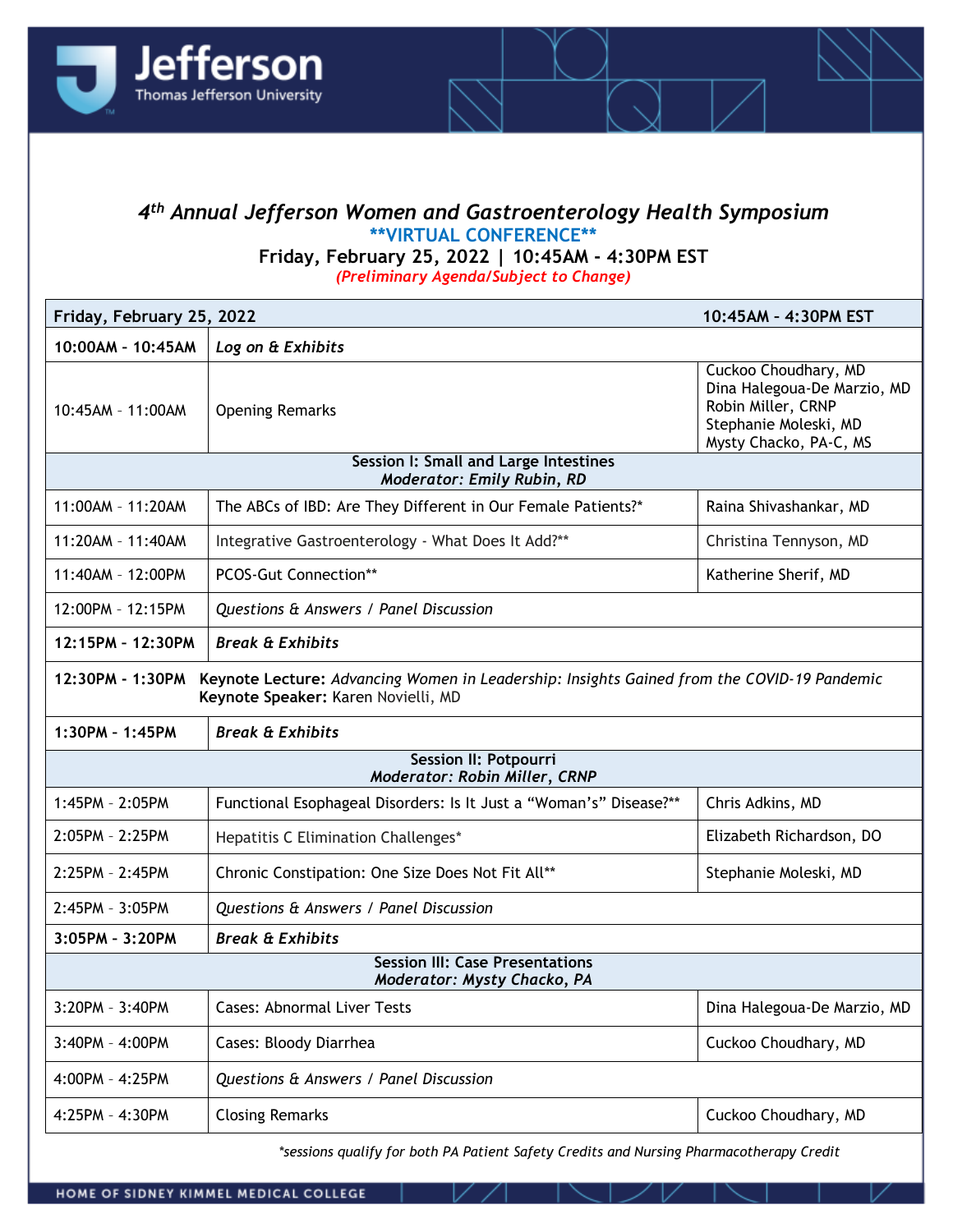Jefferson
Thomas Jefferson University

# 4th Annual Jefferson Women and Gastroenterology Health Symposium

**\*\*VIRTUAL CONFERENCE\*\***

**Friday, February 25, 2022 | 10:45AM - 4:30PM EST**

*(Preliminary Agenda/Subject to Change)*

| **Friday, February 25, 2022** | | **10:45AM – 4:30PM EST** |
|---|---|---|
| **10:00AM - 10:45AM** | ***Log on & Exhibits*** | |
| 10:45AM – 11:00AM | Opening Remarks | Cuckoo Choudhary, MD<br>Dina Halegoua-De Marzio, MD<br>Robin Miller, CRNP<br>Stephanie Moleski, MD<br>Mysty Chacko, PA-C, MS |
| **Session I: Small and Large Intestines**<br>***Moderator: Emily Rubin, RD*** | | |
| 11:00AM – 11:20AM | The ABCs of IBD: Are They Different in Our Female Patients?* | Raina Shivashankar, MD |
| 11:20AM – 11:40AM | Integrative Gastroenterology - What Does It Add?** | Christina Tennyson, MD |
| 11:40AM – 12:00PM | PCOS-Gut Connection** | Katherine Sherif, MD |
| 12:00PM – 12:15PM | *Questions & Answers / Panel Discussion* | |
| **12:15PM - 12:30PM** | ***Break & Exhibits*** | |
| **12:30PM - 1:30PM** | **Keynote Lecture:** *Advancing Women in Leadership: Insights Gained from the COVID-19 Pandemic*<br>**Keynote Speaker:** Karen Novielli, MD | |
| **1:30PM - 1:45PM** | ***Break & Exhibits*** | |
| **Session II: Potpourri**<br>***Moderator: Robin Miller, CRNP*** | | |
| 1:45PM – 2:05PM | Functional Esophageal Disorders: Is It Just a "Woman's" Disease?** | Chris Adkins, MD |
| 2:05PM – 2:25PM | Hepatitis C Elimination Challenges* | Elizabeth Richardson, DO |
| 2:25PM – 2:45PM | Chronic Constipation: One Size Does Not Fit All** | Stephanie Moleski, MD |
| 2:45PM – 3:05PM | *Questions & Answers / Panel Discussion* | |
| **3:05PM - 3:20PM** | ***Break & Exhibits*** | |
| **Session III: Case Presentations**<br>***Moderator: Mysty Chacko, PA*** | | |
| 3:20PM – 3:40PM | Cases: Abnormal Liver Tests | Dina Halegoua-De Marzio, MD |
| 3:40PM – 4:00PM | Cases: Bloody Diarrhea | Cuckoo Choudhary, MD |
| 4:00PM – 4:25PM | *Questions & Answers / Panel Discussion* | |
| 4:25PM – 4:30PM | Closing Remarks | Cuckoo Choudhary, MD |

*\*sessions qualify for both PA Patient Safety Credits and Nursing Pharmacotherapy Credit*

HOME OF SIDNEY KIMMEL MEDICAL COLLEGE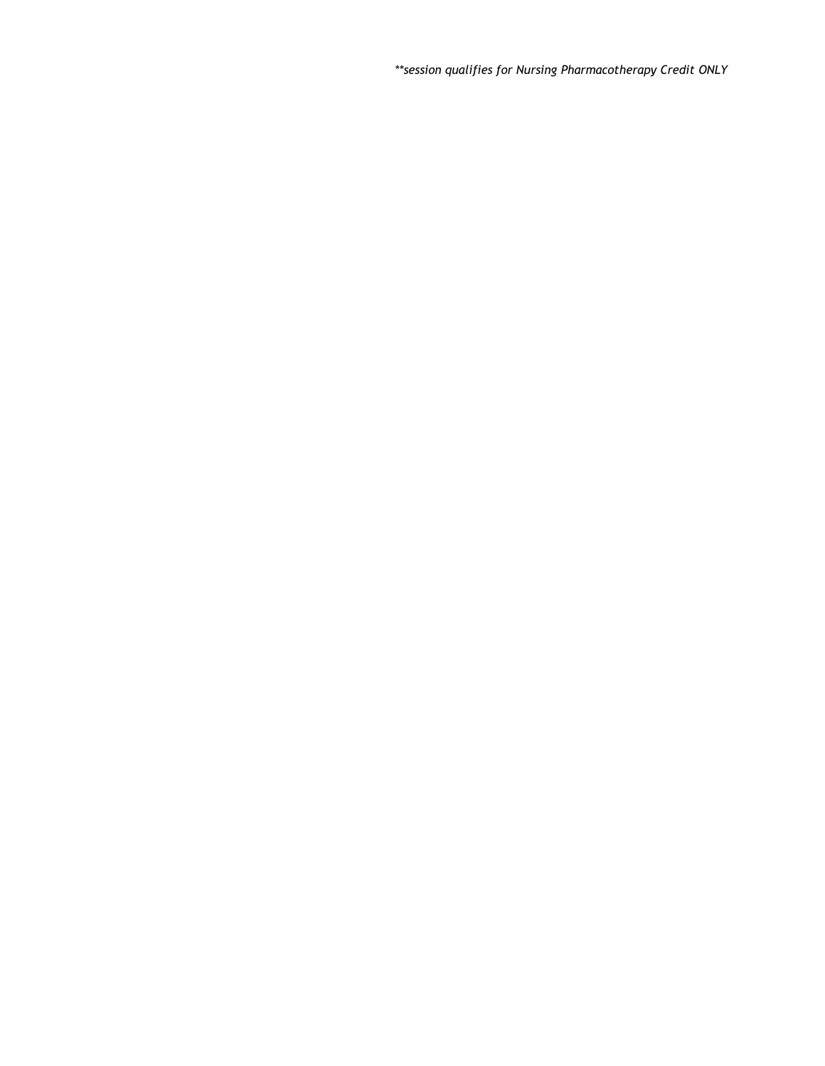*\*\*session qualifies for Nursing Pharmacotherapy Credit ONLY*